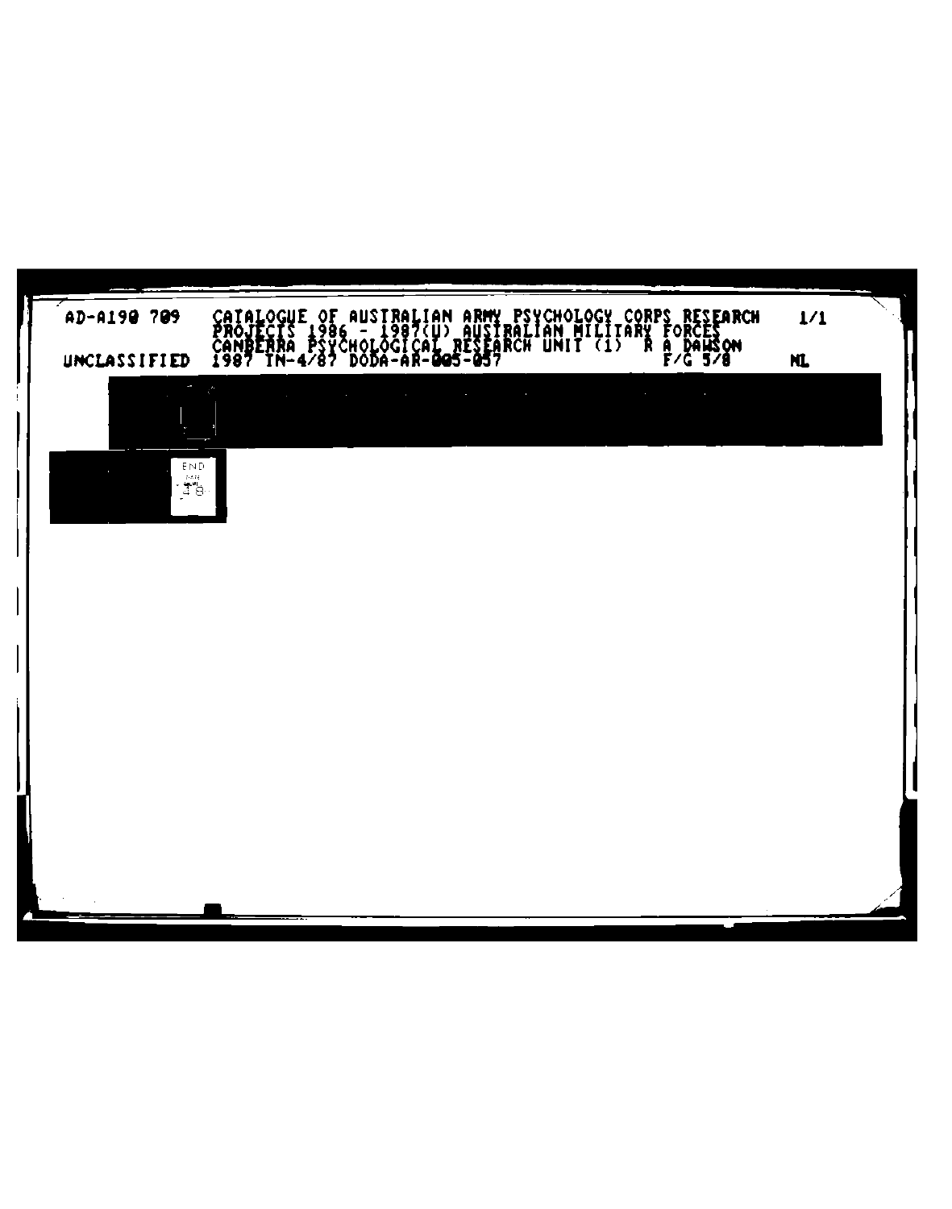AD-A190 709 CATALOGUE OF AUSTRALIAN ARMY PSYCHOLOGY CORPS RESEARCH PROJECTS 1986 - 1987(U) AUSTRALIAN MILITARY FORCES CANBERRA PSYCHOLOGICAL RESEARCH UNIT (1) R A DAWSON 1987 TN-4/87 DODA-AR-005-057 F/G 5/8 1/1

UNCLASSIFIED NL

END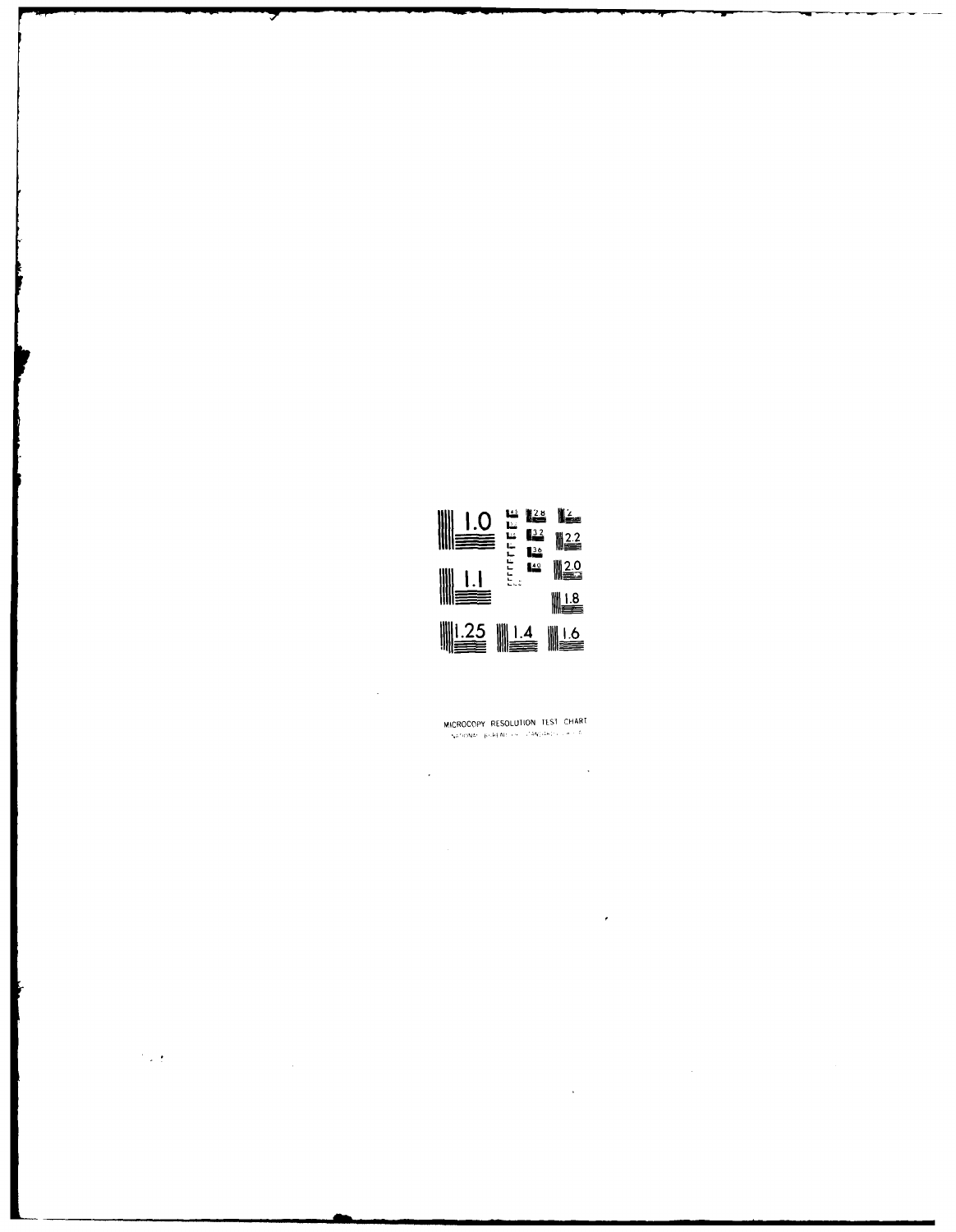MICROCOPY RESOLUTION TEST CHART

NATIONAL BUREAU OF STANDARDS-1963-A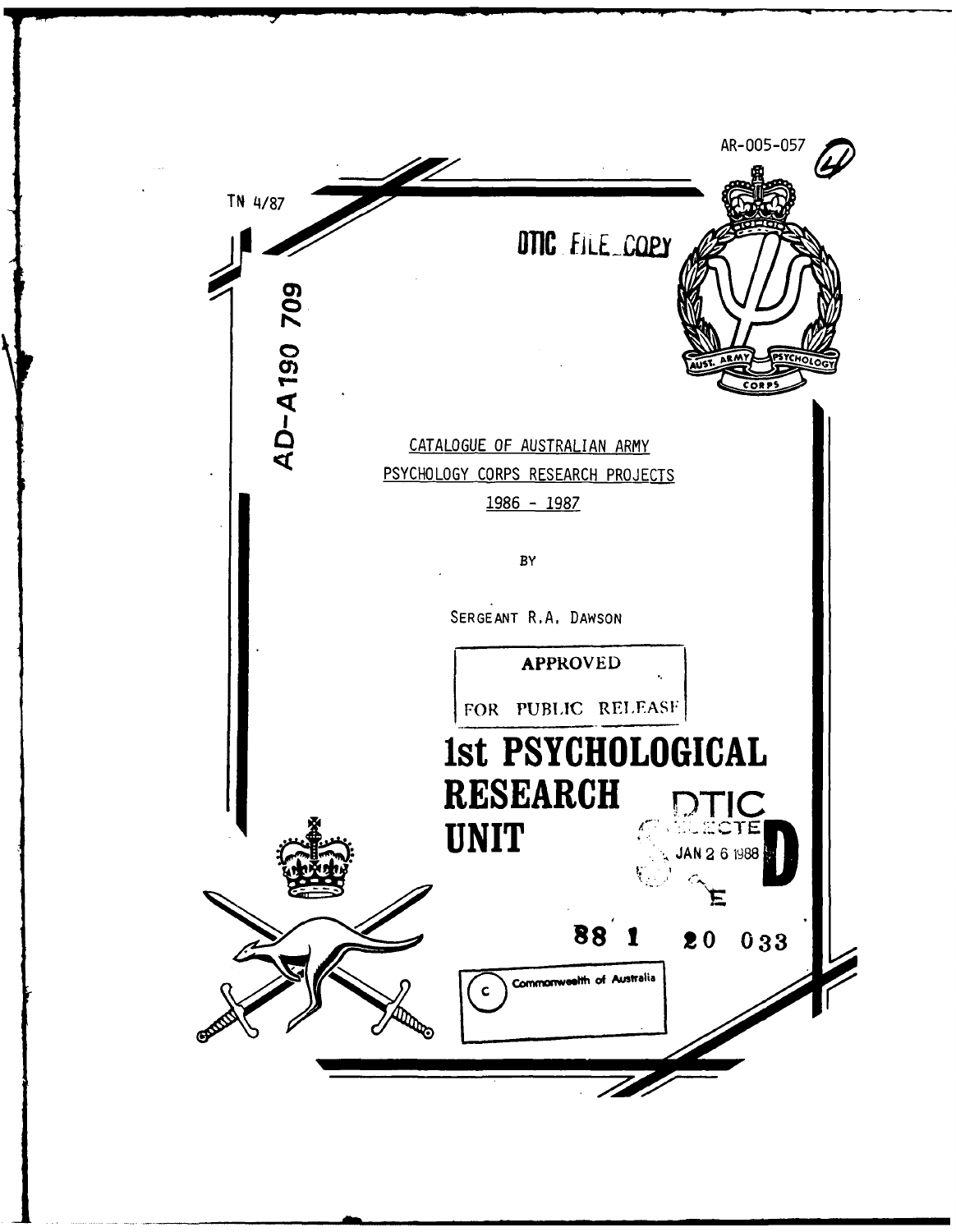AR-005-057

TN 4/87

DTIC FILE COPY

AD-A190 709

CATALOGUE OF AUSTRALIAN ARMY
PSYCHOLOGY CORPS RESEARCH PROJECTS
1986 - 1987

BY

SERGEANT R.A. DAWSON

APPROVED

FOR PUBLIC RELEASE

# 1st PSYCHOLOGICAL RESEARCH UNIT

DTIC ELECTE JAN 26 1988 D

88 1 20 033

© Commonwealth of Australia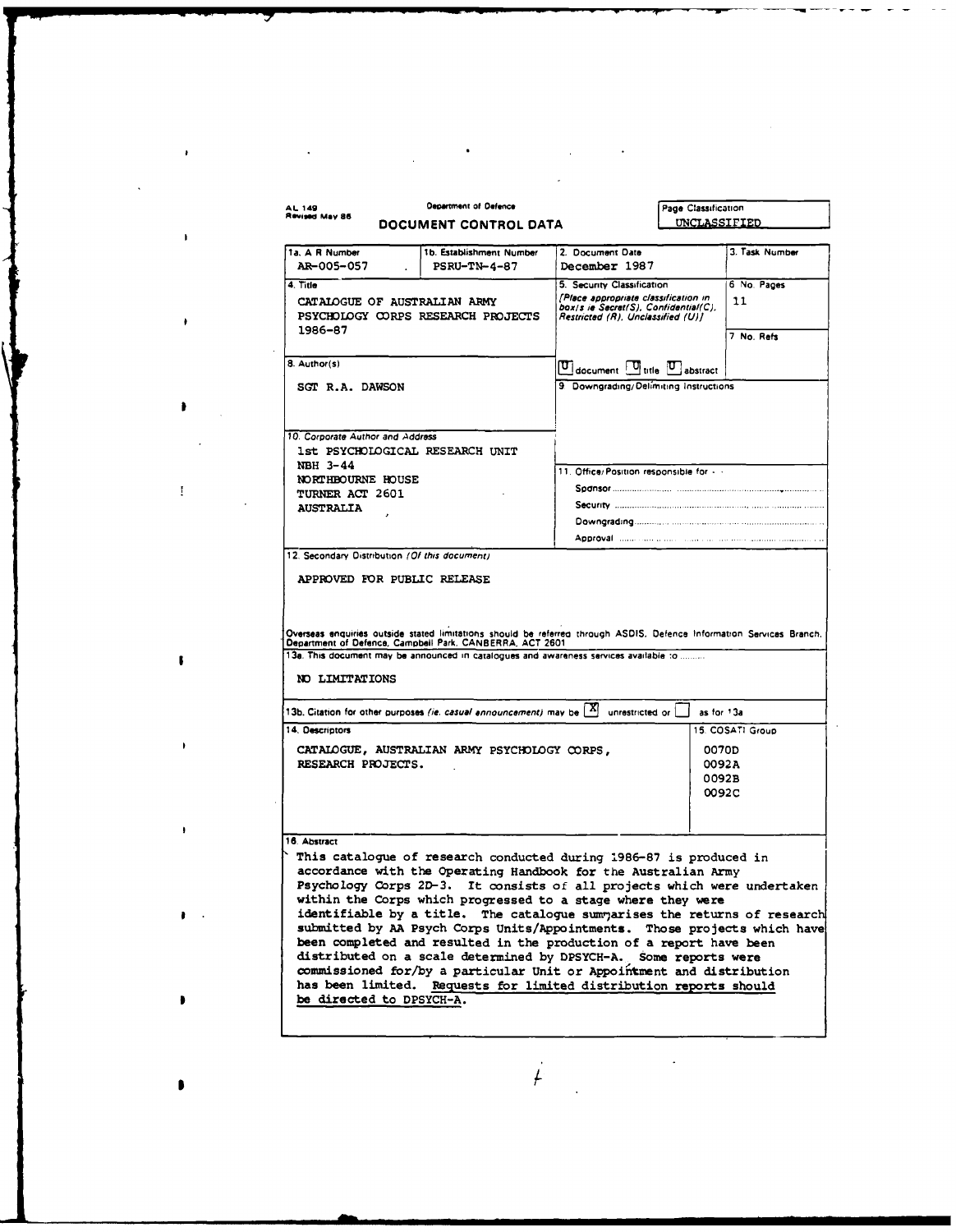AL 149
Revised May 86

Department of Defence

# DOCUMENT CONTROL DATA

Page Classification
UNCLASSIFIED

| 1a. A R Number | 1b. Establishment Number | 2. Document Date | 3. Task Number |
|---|---|---|---|
| AR-005-057 | PSRU-TN-4-87 | December 1987 | |

**4. Title**

CATALOGUE OF AUSTRALIAN ARMY PSYCHOLOGY CORPS RESEARCH PROJECTS 1986-87

**5. Security Classification**

*[Place appropriate classification in box/s ie Secret(S), Confidential(C), Restricted (R), Unclassified (U)]*

U document  U title  U abstract

**6. No. Pages**

11

**7. No. Refs**

**8. Author(s)**

SGT R.A. DAWSON

**9. Downgrading/Delimiting Instructions**

**10. Corporate Author and Address**

1st PSYCHOLOGICAL RESEARCH UNIT
NBH 3-44
NORTHBOURNE HOUSE
TURNER ACT 2601
AUSTRALIA

**11. Office/Position responsible for - -**

Sponsor ..........

Security ..........

Downgrading ..........

Approval ..........

**12. Secondary Distribution** *(Of this document)*

APPROVED FOR PUBLIC RELEASE

Overseas enquiries outside stated limitations should be referred through ASDIS, Defence Information Services Branch, Department of Defence, Campbell Park, CANBERRA, ACT 2601

**13a.** This document may be announced in catalogues and awareness services available to ..........

NO LIMITATIONS

**13b.** Citation for other purposes *(ie. casual announcement)* may be [X] unrestricted or [ ] as for 13a

**14. Descriptors**

CATALOGUE, AUSTRALIAN ARMY PSYCHOLOGY CORPS, RESEARCH PROJECTS.

**15. COSATI Group**

0070D
0092A
0092B
0092C

**16. Abstract**

This catalogue of research conducted during 1986-87 is produced in accordance with the Operating Handbook for the Australian Army Psychology Corps 2D-3. It consists of all projects which were undertaken within the Corps which progressed to a stage where they were identifiable by a title. The catalogue summarises the returns of research submitted by AA Psych Corps Units/Appointments. Those projects which have been completed and resulted in the production of a report have been distributed on a scale determined by DPSYCH-A. Some reports were commissioned for/by a particular Unit or Appointment and distribution has been limited. Requests for limited distribution reports should be directed to DPSYCH-A.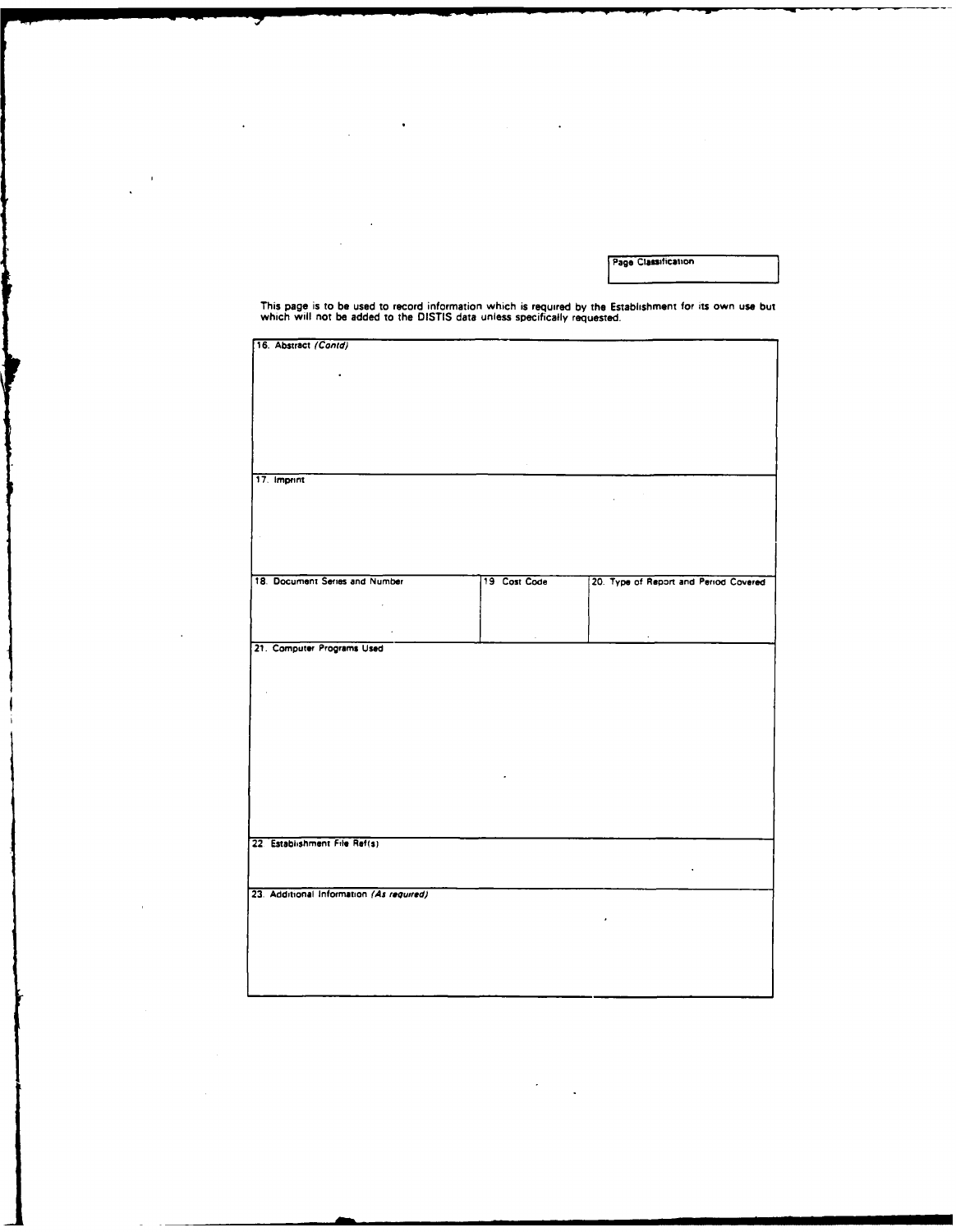Page Classification

This page is to be used to record information which is required by the Establishment for its own use but which will not be added to the DISTIS data unless specifically requested.

| 16. Abstract *(Contd)* | | |
|---|---|---|
| 17. Imprint | | |
| 18. Document Series and Number | 19. Cost Code | 20. Type of Report and Period Covered |
| 21. Computer Programs Used | | |
| 22. Establishment File Ref(s) | | |
| 23. Additional Information *(As required)* | | |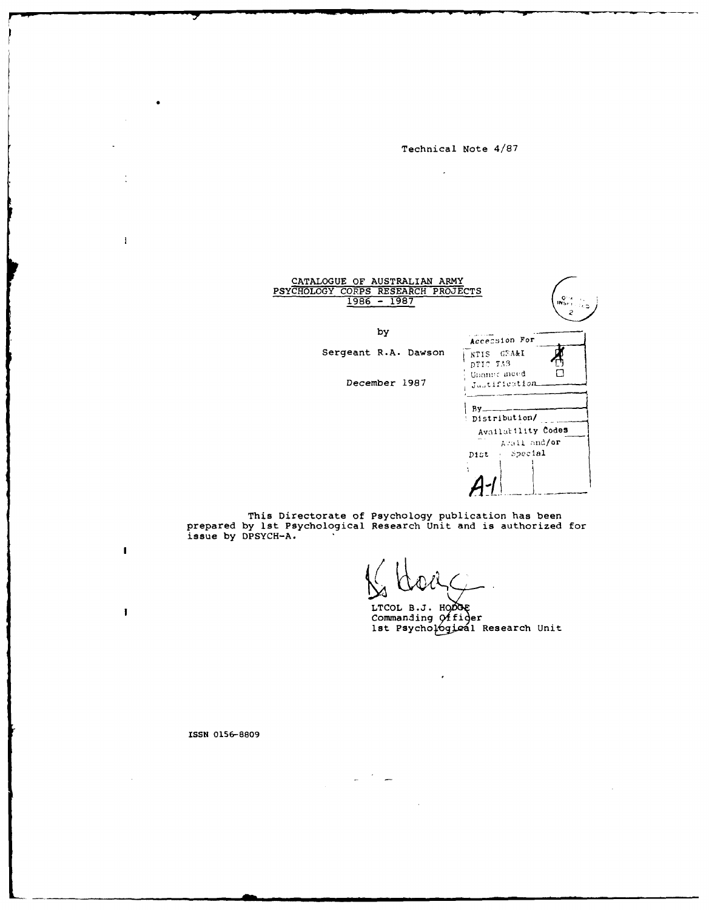Technical Note 4/87

# CATALOGUE OF AUSTRALIAN ARMY PSYCHOLOGY CORPS RESEARCH PROJECTS 1986 - 1987

by

Sergeant R.A. Dawson

December 1987

| Accession For | |
|---|---|
| NTIS GRA&I | ☒ |
| DTIC TAB | ☐ |
| Unannounced | ☐ |
| Justification | |
| By | |
| Distribution/ | |
| Availability Codes | |
| Dist | Avail and/or Special |
| A-1 | |

This Directorate of Psychology publication has been prepared by 1st Psychological Research Unit and is authorized for issue by DPSYCH-A.

LTCOL B.J. HODGE
Commanding Officer
1st Psychological Research Unit

ISSN 0156-8809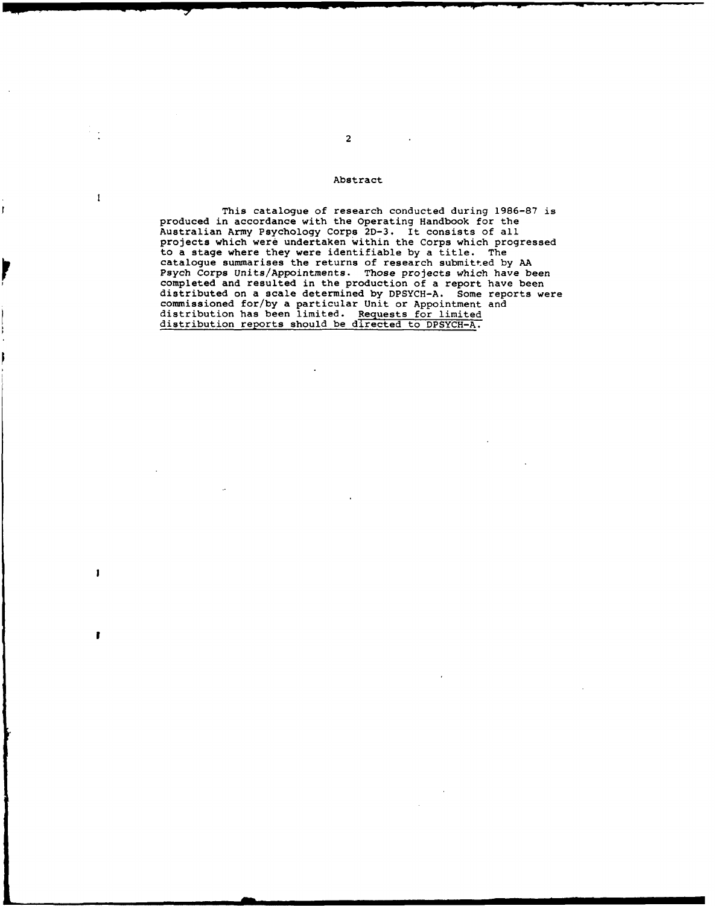## Abstract

This catalogue of research conducted during 1986-87 is produced in accordance with the Operating Handbook for the Australian Army Psychology Corps 2D-3. It consists of all projects which were undertaken within the Corps which progressed to a stage where they were identifiable by a title. The catalogue summarises the returns of research submitted by AA Psych Corps Units/Appointments. Those projects which have been completed and resulted in the production of a report have been distributed on a scale determined by DPSYCH-A. Some reports were commissioned for/by a particular Unit or Appointment and distribution has been limited. <u>Requests for limited distribution reports should be directed to DPSYCH-A.</u>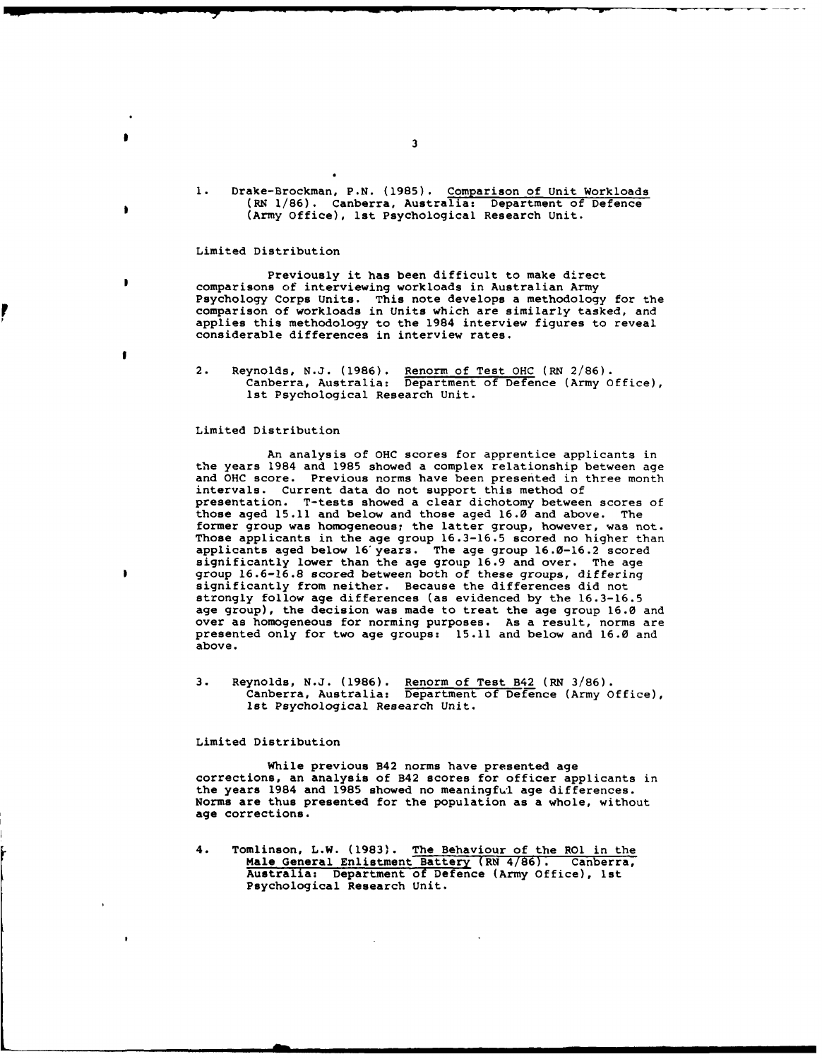1. Drake-Brockman, P.N. (1985). Comparison of Unit Workloads (RN 1/86). Canberra, Australia: Department of Defence (Army Office), 1st Psychological Research Unit.

Limited Distribution

Previously it has been difficult to make direct comparisons of interviewing workloads in Australian Army Psychology Corps Units. This note develops a methodology for the comparison of workloads in Units which are similarly tasked, and applies this methodology to the 1984 interview figures to reveal considerable differences in interview rates.

2. Reynolds, N.J. (1986). Renorm of Test OHC (RN 2/86). Canberra, Australia: Department of Defence (Army Office), 1st Psychological Research Unit.

Limited Distribution

An analysis of OHC scores for apprentice applicants in the years 1984 and 1985 showed a complex relationship between age and OHC score. Previous norms have been presented in three month intervals. Current data do not support this method of presentation. T-tests showed a clear dichotomy between scores of those aged 15.11 and below and those aged 16.0 and above. The former group was homogeneous; the latter group, however, was not. Those applicants in the age group 16.3-16.5 scored no higher than applicants aged below 16 years. The age group 16.0-16.2 scored significantly lower than the age group 16.9 and over. The age group 16.6-16.8 scored between both of these groups, differing significantly from neither. Because the differences did not strongly follow age differences (as evidenced by the 16.3-16.5 age group), the decision was made to treat the age group 16.0 and over as homogeneous for norming purposes. As a result, norms are presented only for two age groups: 15.11 and below and 16.0 and above.

3. Reynolds, N.J. (1986). Renorm of Test B42 (RN 3/86). Canberra, Australia: Department of Defence (Army Office), 1st Psychological Research Unit.

Limited Distribution

While previous B42 norms have presented age corrections, an analysis of B42 scores for officer applicants in the years 1984 and 1985 showed no meaningful age differences. Norms are thus presented for the population as a whole, without age corrections.

4. Tomlinson, L.W. (1983). The Behaviour of the RO1 in the Male General Enlistment Battery (RN 4/86). Canberra, Australia: Department of Defence (Army Office), 1st Psychological Research Unit.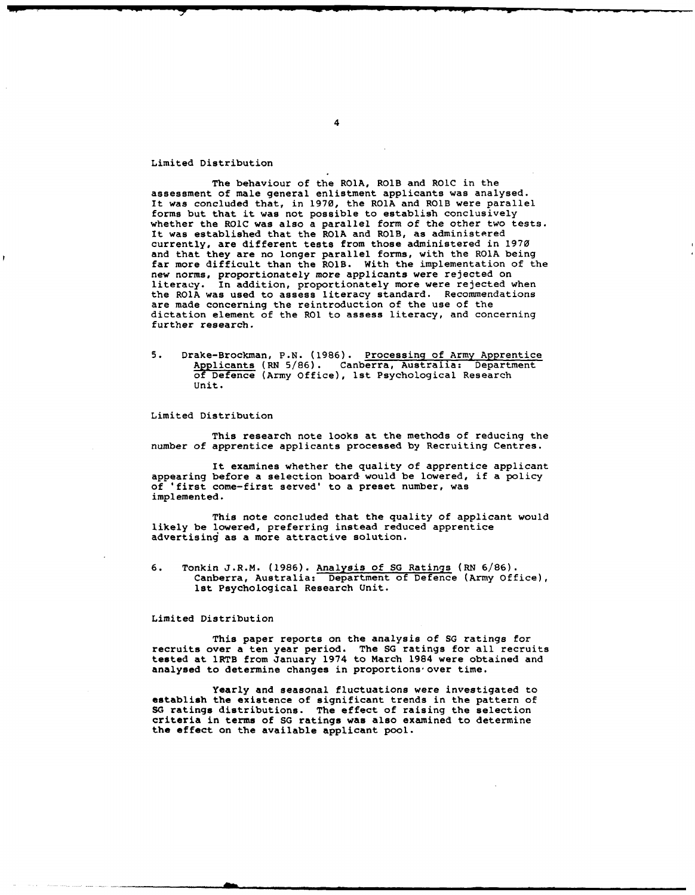Limited Distribution

The behaviour of the R01A, R01B and R01C in the assessment of male general enlistment applicants was analysed. It was concluded that, in 1970, the R01A and R01B were parallel forms but that it was not possible to establish conclusively whether the R01C was also a parallel form of the other two tests. It was established that the R01A and R01B, as administered currently, are different tests from those administered in 1970 and that they are no longer parallel forms, with the R01A being far more difficult than the R01B. With the implementation of the new norms, proportionately more applicants were rejected on literacy. In addition, proportionately more were rejected when the R01A was used to assess literacy standard. Recommendations are made concerning the reintroduction of the use of the dictation element of the R01 to assess literacy, and concerning further research.

5. Drake-Brockman, P.N. (1986). Processing of Army Apprentice Applicants (RN 5/86). Canberra, Australia: Department of Defence (Army Office), 1st Psychological Research Unit.

Limited Distribution

This research note looks at the methods of reducing the number of apprentice applicants processed by Recruiting Centres.

It examines whether the quality of apprentice applicant appearing before a selection board would be lowered, if a policy of 'first come-first served' to a preset number, was implemented.

This note concluded that the quality of applicant would likely be lowered, preferring instead reduced apprentice advertising as a more attractive solution.

6. Tonkin J.R.M. (1986). Analysis of SG Ratings (RN 6/86). Canberra, Australia: Department of Defence (Army Office), 1st Psychological Research Unit.

Limited Distribution

This paper reports on the analysis of SG ratings for recruits over a ten year period. The SG ratings for all recruits tested at 1RTB from January 1974 to March 1984 were obtained and analysed to determine changes in proportions over time.

Yearly and seasonal fluctuations were investigated to establish the existence of significant trends in the pattern of SG ratings distributions. The effect of raising the selection criteria in terms of SG ratings was also examined to determine the effect on the available applicant pool.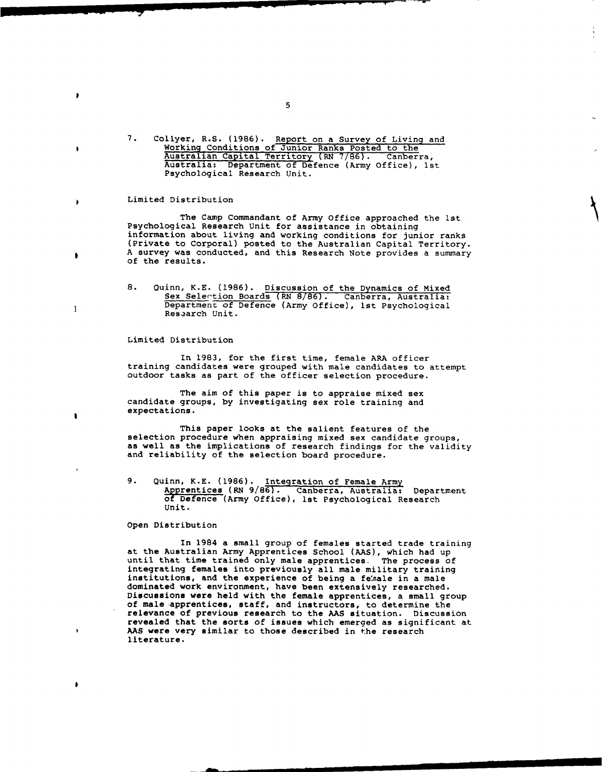7. Collyer, R.S. (1986). Report on a Survey of Living and Working Conditions of Junior Ranks Posted to the Australian Capital Territory (RN 7/86). Canberra, Australia: Department of Defence (Army Office), 1st Psychological Research Unit.

Limited Distribution

The Camp Commandant of Army Office approached the 1st Psychological Research Unit for assistance in obtaining information about living and working conditions for junior ranks (Private to Corporal) posted to the Australian Capital Territory. A survey was conducted, and this Research Note provides a summary of the results.

8. Quinn, K.E. (1986). Discussion of the Dynamics of Mixed Sex Selection Boards (RN 8/86). Canberra, Australia: Department of Defence (Army Office), 1st Psychological Research Unit.

Limited Distribution

In 1983, for the first time, female ARA officer training candidates were grouped with male candidates to attempt outdoor tasks as part of the officer selection procedure.

The aim of this paper is to appraise mixed sex candidate groups, by investigating sex role training and expectations.

This paper looks at the salient features of the selection procedure when appraising mixed sex candidate groups, as well as the implications of research findings for the validity and reliability of the selection board procedure.

9. Quinn, K.E. (1986). Integration of Female Army Apprentices (RN 9/86). Canberra, Australia: Department of Defence (Army Office), 1st Psychological Research Unit.

Open Distribution

In 1984 a small group of females started trade training at the Australian Army Apprentices School (AAS), which had up until that time trained only male apprentices. The process of integrating females into previously all male military training institutions, and the experience of being a female in a male dominated work environment, have been extensively researched. Discussions were held with the female apprentices, a small group of male apprentices, staff, and instructors, to determine the relevance of previous research to the AAS situation. Discussion revealed that the sorts of issues which emerged as significant at AAS were very similar to those described in the research literature.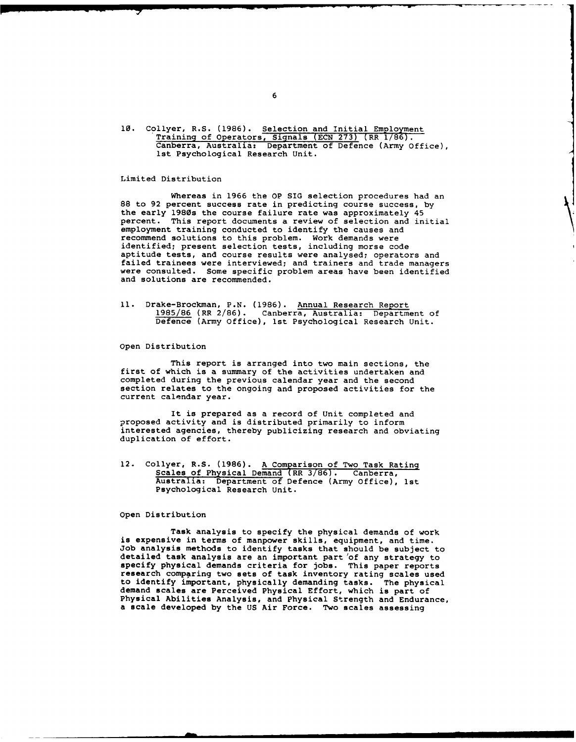10. Collyer, R.S. (1986). Selection and Initial Employment Training of Operators, Signals (ECN 273) (RR 1/86). Canberra, Australia: Department of Defence (Army Office), 1st Psychological Research Unit.

Limited Distribution

Whereas in 1966 the OP SIG selection procedures had an 88 to 92 percent success rate in predicting course success, by the early 1980s the course failure rate was approximately 45 percent. This report documents a review of selection and initial employment training conducted to identify the causes and recommend solutions to this problem. Work demands were identified; present selection tests, including morse code aptitude tests, and course results were analysed; operators and failed trainees were interviewed; and trainers and trade managers were consulted. Some specific problem areas have been identified and solutions are recommended.

11. Drake-Brockman, P.N. (1986). Annual Research Report 1985/86 (RR 2/86). Canberra, Australia: Department of Defence (Army Office), 1st Psychological Research Unit.

Open Distribution

This report is arranged into two main sections, the first of which is a summary of the activities undertaken and completed during the previous calendar year and the second section relates to the ongoing and proposed activities for the current calendar year.

It is prepared as a record of Unit completed and proposed activity and is distributed primarily to inform interested agencies, thereby publicizing research and obviating duplication of effort.

12. Collyer, R.S. (1986). A Comparison of Two Task Rating Scales of Physical Demand (RR 3/86). Canberra, Australia: Department of Defence (Army Office), 1st Psychological Research Unit.

Open Distribution

Task analysis to specify the physical demands of work is expensive in terms of manpower skills, equipment, and time. Job analysis methods to identify tasks that should be subject to detailed task analysis are an important part of any strategy to specify physical demands criteria for jobs. This paper reports research comparing two sets of task inventory rating scales used to identify important, physically demanding tasks. The physical demand scales are Perceived Physical Effort, which is part of Physical Abilities Analysis, and Physical Strength and Endurance, a scale developed by the US Air Force. Two scales assessing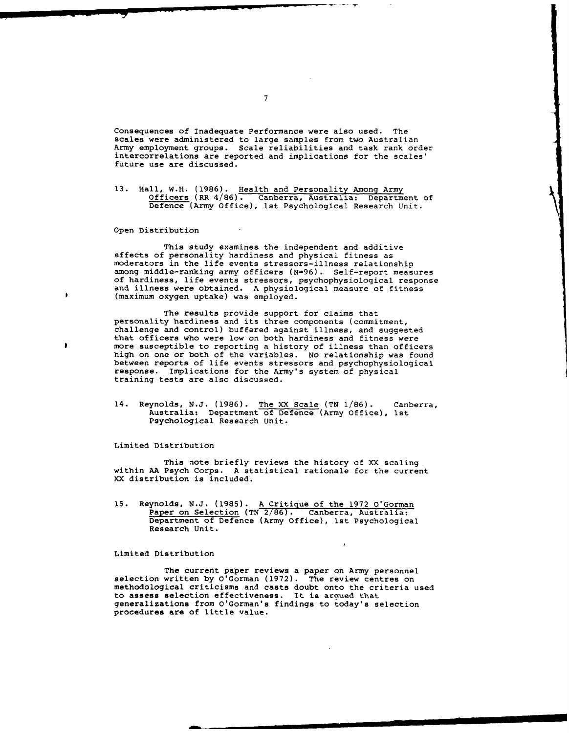Consequences of Inadequate Performance were also used. The scales were administered to large samples from two Australian Army employment groups. Scale reliabilities and task rank order intercorrelations are reported and implications for the scales' future use are discussed.

13. Hall, W.H. (1986). Health and Personality Among Army Officers (RR 4/86). Canberra, Australia: Department of Defence (Army Office), 1st Psychological Research Unit.

Open Distribution

This study examines the independent and additive effects of personality hardiness and physical fitness as moderators in the life events stressors-illness relationship among middle-ranking army officers (N=96). Self-report measures of hardiness, life events stressors, psychophysiological response and illness were obtained. A physiological measure of fitness (maximum oxygen uptake) was employed.

The results provide support for claims that personality hardiness and its three components (commitment, challenge and control) buffered against illness, and suggested that officers who were low on both hardiness and fitness were more susceptible to reporting a history of illness than officers high on one or both of the variables. No relationship was found between reports of life events stressors and psychophysiological response. Implications for the Army's system of physical training tests are also discussed.

14. Reynolds, N.J. (1986). The XX Scale (TN 1/86). Canberra, Australia: Department of Defence (Army Office), 1st Psychological Research Unit.

Limited Distribution

This note briefly reviews the history of XX scaling within AA Psych Corps. A statistical rationale for the current XX distribution is included.

15. Reynolds, N.J. (1985). A Critique of the 1972 O'Gorman Paper on Selection (TN 2/86). Canberra, Australia: Department of Defence (Army Office), 1st Psychological Research Unit.

Limited Distribution

The current paper reviews a paper on Army personnel selection written by O'Gorman (1972). The review centres on methodological criticisms and casts doubt onto the criteria used to assess selection effectiveness. It is argued that generalizations from O'Gorman's findings to today's selection procedures are of little value.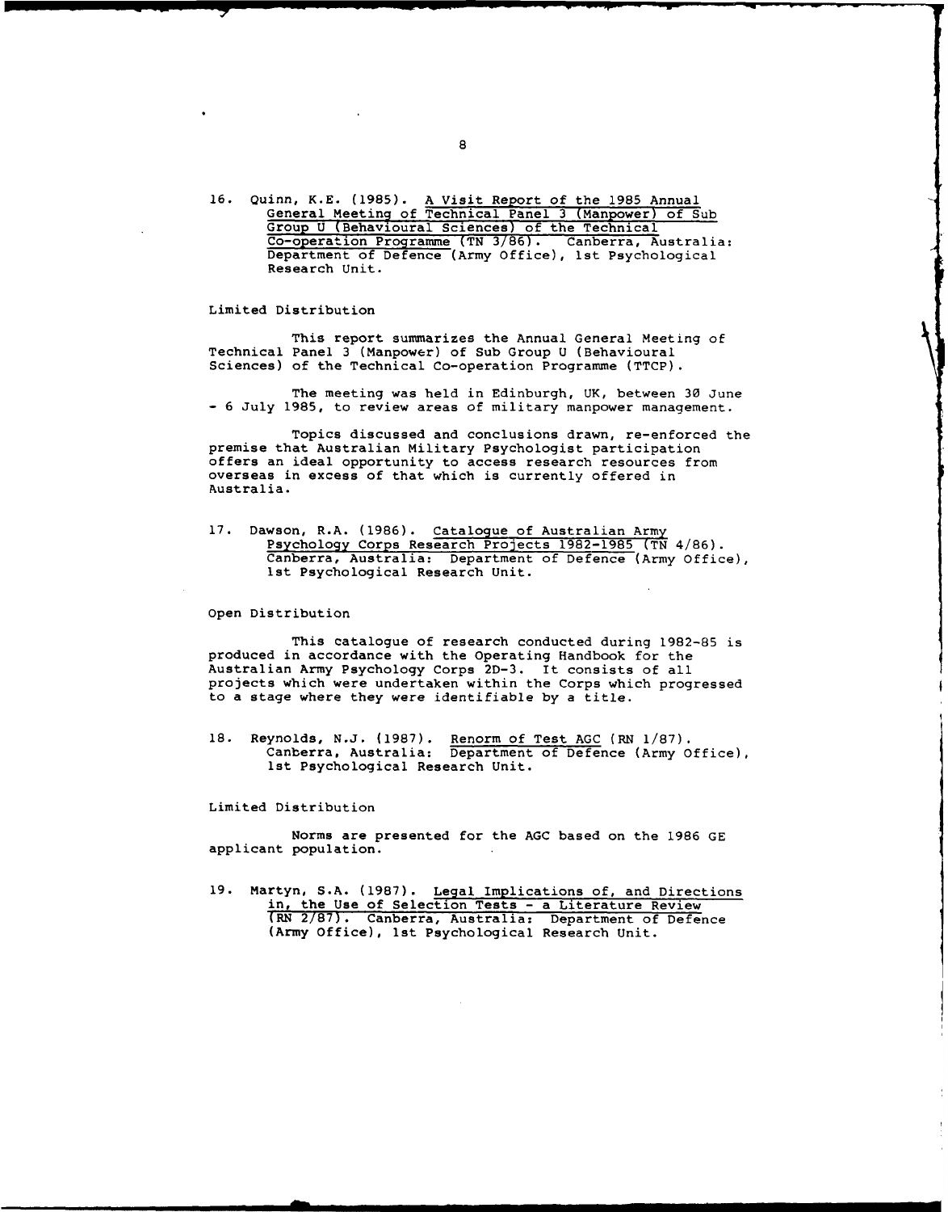16. Quinn, K.E. (1985). A Visit Report of the 1985 Annual General Meeting of Technical Panel 3 (Manpower) of Sub Group U (Behavioural Sciences) of the Technical Co-operation Programme (TN 3/86). Canberra, Australia: Department of Defence (Army Office), 1st Psychological Research Unit.

Limited Distribution

This report summarizes the Annual General Meeting of Technical Panel 3 (Manpower) of Sub Group U (Behavioural Sciences) of the Technical Co-operation Programme (TTCP).

The meeting was held in Edinburgh, UK, between 30 June - 6 July 1985, to review areas of military manpower management.

Topics discussed and conclusions drawn, re-enforced the premise that Australian Military Psychologist participation offers an ideal opportunity to access research resources from overseas in excess of that which is currently offered in Australia.

17. Dawson, R.A. (1986). Catalogue of Australian Army Psychology Corps Research Projects 1982-1985 (TN 4/86). Canberra, Australia: Department of Defence (Army Office), 1st Psychological Research Unit.

Open Distribution

This catalogue of research conducted during 1982-85 is produced in accordance with the Operating Handbook for the Australian Army Psychology Corps 2D-3. It consists of all projects which were undertaken within the Corps which progressed to a stage where they were identifiable by a title.

18. Reynolds, N.J. (1987). Renorm of Test AGC (RN 1/87). Canberra, Australia: Department of Defence (Army Office), 1st Psychological Research Unit.

Limited Distribution

Norms are presented for the AGC based on the 1986 GE applicant population.

19. Martyn, S.A. (1987). Legal Implications of, and Directions in, the Use of Selection Tests - a Literature Review (RN 2/87). Canberra, Australia: Department of Defence (Army Office), 1st Psychological Research Unit.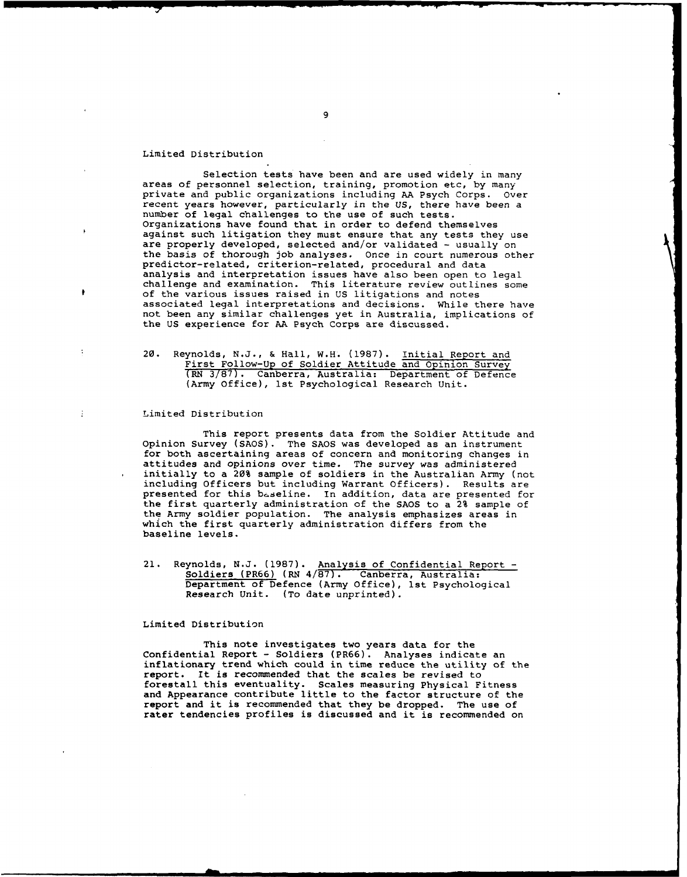Limited Distribution

Selection tests have been and are used widely in many areas of personnel selection, training, promotion etc, by many private and public organizations including AA Psych Corps. Over recent years however, particularly in the US, there have been a number of legal challenges to the use of such tests. Organizations have found that in order to defend themselves against such litigation they must ensure that any tests they use are properly developed, selected and/or validated - usually on the basis of thorough job analyses. Once in court numerous other predictor-related, criterion-related, procedural and data analysis and interpretation issues have also been open to legal challenge and examination. This literature review outlines some of the various issues raised in US litigations and notes associated legal interpretations and decisions. While there have not been any similar challenges yet in Australia, implications of the US experience for AA Psych Corps are discussed.

20. Reynolds, N.J., & Hall, W.H. (1987). Initial Report and First Follow-Up of Soldier Attitude and Opinion Survey (RN 3/87). Canberra, Australia: Department of Defence (Army Office), 1st Psychological Research Unit.

Limited Distribution

This report presents data from the Soldier Attitude and Opinion Survey (SAOS). The SAOS was developed as an instrument for both ascertaining areas of concern and monitoring changes in attitudes and opinions over time. The survey was administered initially to a 20% sample of soldiers in the Australian Army (not including Officers but including Warrant Officers). Results are presented for this baseline. In addition, data are presented for the first quarterly administration of the SAOS to a 2% sample of the Army soldier population. The analysis emphasizes areas in which the first quarterly administration differs from the baseline levels.

21. Reynolds, N.J. (1987). Analysis of Confidential Report - Soldiers (PR66) (RN 4/87). Canberra, Australia: Department of Defence (Army Office), 1st Psychological Research Unit. (To date unprinted).

Limited Distribution

This note investigates two years data for the Confidential Report - Soldiers (PR66). Analyses indicate an inflationary trend which could in time reduce the utility of the report. It is recommended that the scales be revised to forestall this eventuality. Scales measuring Physical Fitness and Appearance contribute little to the factor structure of the report and it is recommended that they be dropped. The use of rater tendencies profiles is discussed and it is recommended on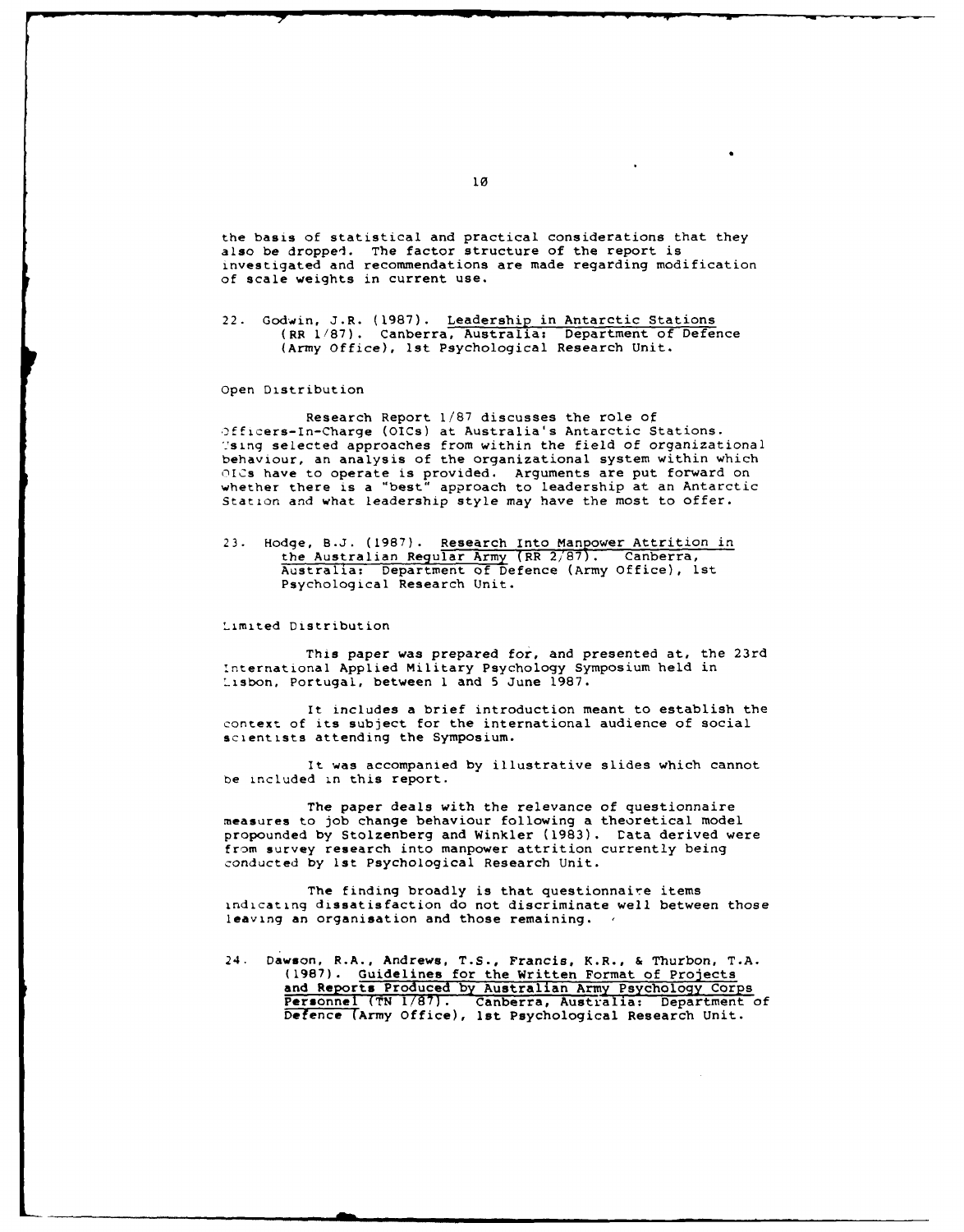the basis of statistical and practical considerations that they also be dropped. The factor structure of the report is investigated and recommendations are made regarding modification of scale weights in current use.

22. Godwin, J.R. (1987). Leadership in Antarctic Stations (RR 1/87). Canberra, Australia: Department of Defence (Army Office), 1st Psychological Research Unit.

Open Distribution

Research Report 1/87 discusses the role of Officers-In-Charge (OICs) at Australia's Antarctic Stations. Using selected approaches from within the field of organizational behaviour, an analysis of the organizational system within which OICs have to operate is provided. Arguments are put forward on whether there is a "best" approach to leadership at an Antarctic Station and what leadership style may have the most to offer.

23. Hodge, B.J. (1987). Research Into Manpower Attrition in the Australian Regular Army (RR 2/87). Canberra, Australia: Department of Defence (Army Office), 1st Psychological Research Unit.

Limited Distribution

This paper was prepared for, and presented at, the 23rd International Applied Military Psychology Symposium held in Lisbon, Portugal, between 1 and 5 June 1987.

It includes a brief introduction meant to establish the context of its subject for the international audience of social scientists attending the Symposium.

It was accompanied by illustrative slides which cannot be included in this report.

The paper deals with the relevance of questionnaire measures to job change behaviour following a theoretical model propounded by Stolzenberg and Winkler (1983). Data derived were from survey research into manpower attrition currently being conducted by 1st Psychological Research Unit.

The finding broadly is that questionnaire items indicating dissatisfaction do not discriminate well between those leaving an organisation and those remaining.

24. Dawson, R.A., Andrews, T.S., Francis, K.R., & Thurbon, T.A. (1987). Guidelines for the Written Format of Projects and Reports Produced by Australian Army Psychology Corps Personnel (TN 1/87). Canberra, Australia: Department of Defence (Army Office), 1st Psychological Research Unit.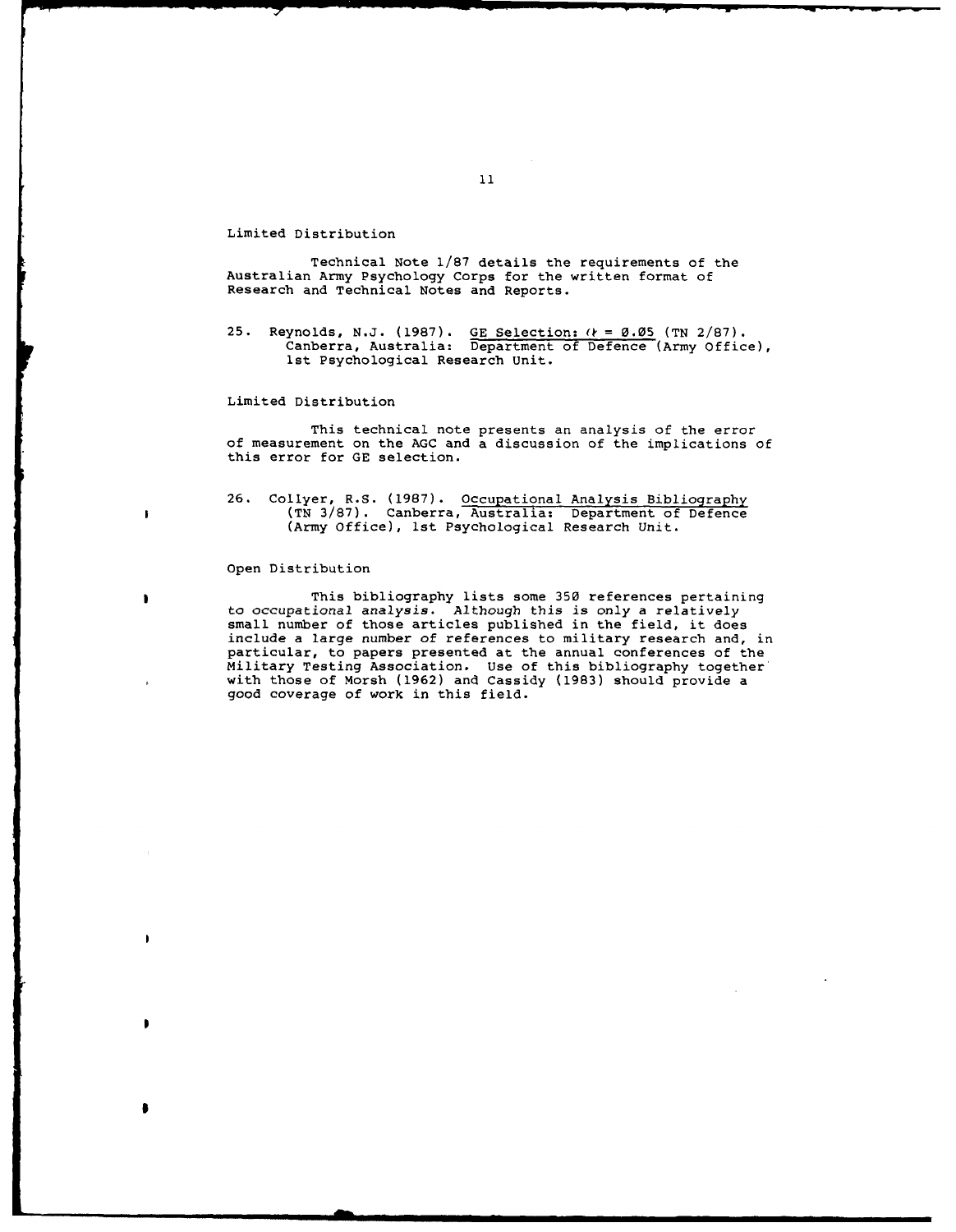Limited Distribution

Technical Note 1/87 details the requirements of the Australian Army Psychology Corps for the written format of Research and Technical Notes and Reports.

25. Reynolds, N.J. (1987). GE Selection: $\alpha = 0.05$ (TN 2/87). Canberra, Australia: Department of Defence (Army Office), 1st Psychological Research Unit.

Limited Distribution

This technical note presents an analysis of the error of measurement on the AGC and a discussion of the implications of this error for GE selection.

26. Collyer, R.S. (1987). Occupational Analysis Bibliography (TN 3/87). Canberra, Australia: Department of Defence (Army Office), 1st Psychological Research Unit.

Open Distribution

This bibliography lists some 350 references pertaining to occupational analysis. Although this is only a relatively small number of those articles published in the field, it does include a large number of references to military research and, in particular, to papers presented at the annual conferences of the Military Testing Association. Use of this bibliography together with those of Morsh (1962) and Cassidy (1983) should provide a good coverage of work in this field.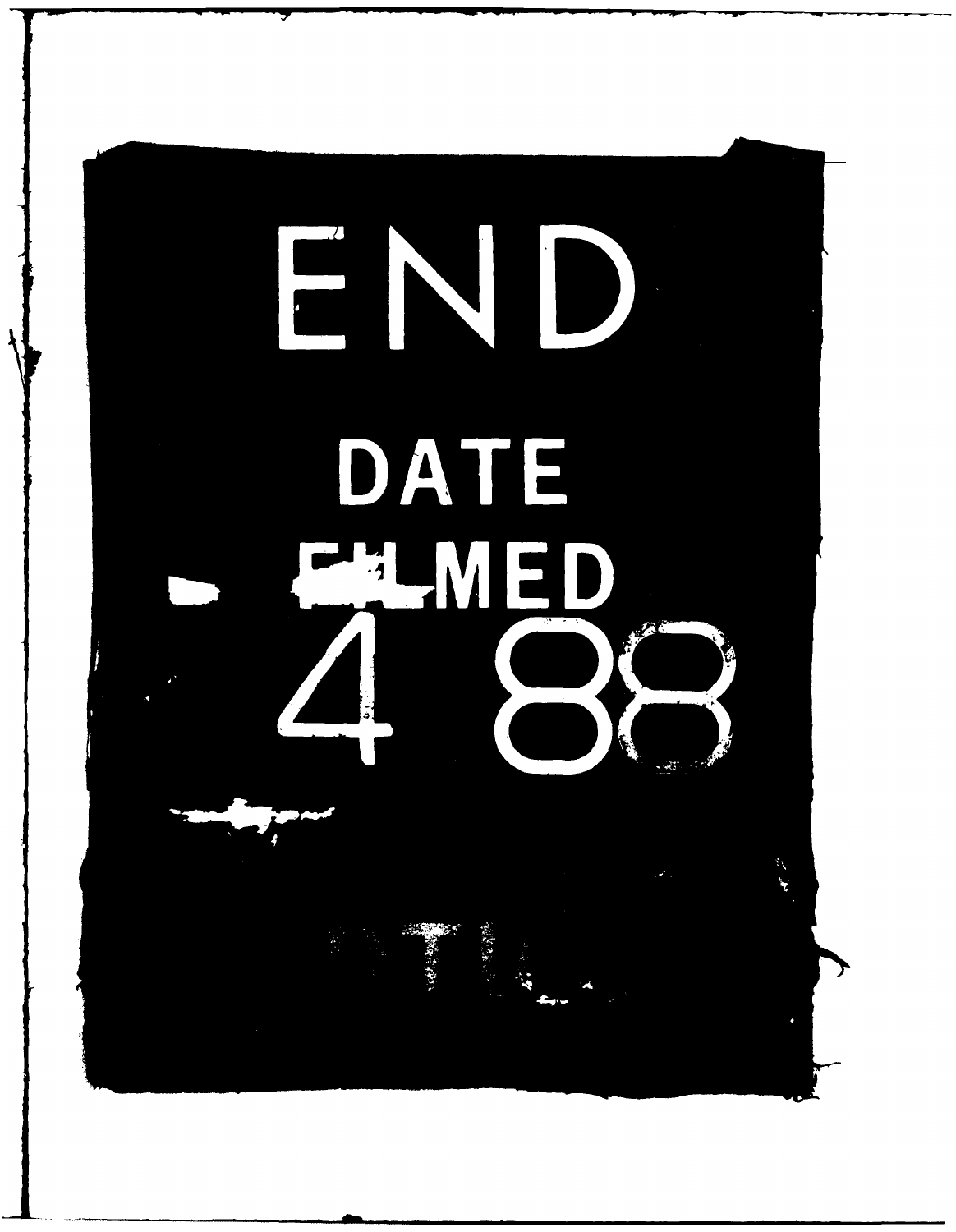END

DATE

FILMED

4 88